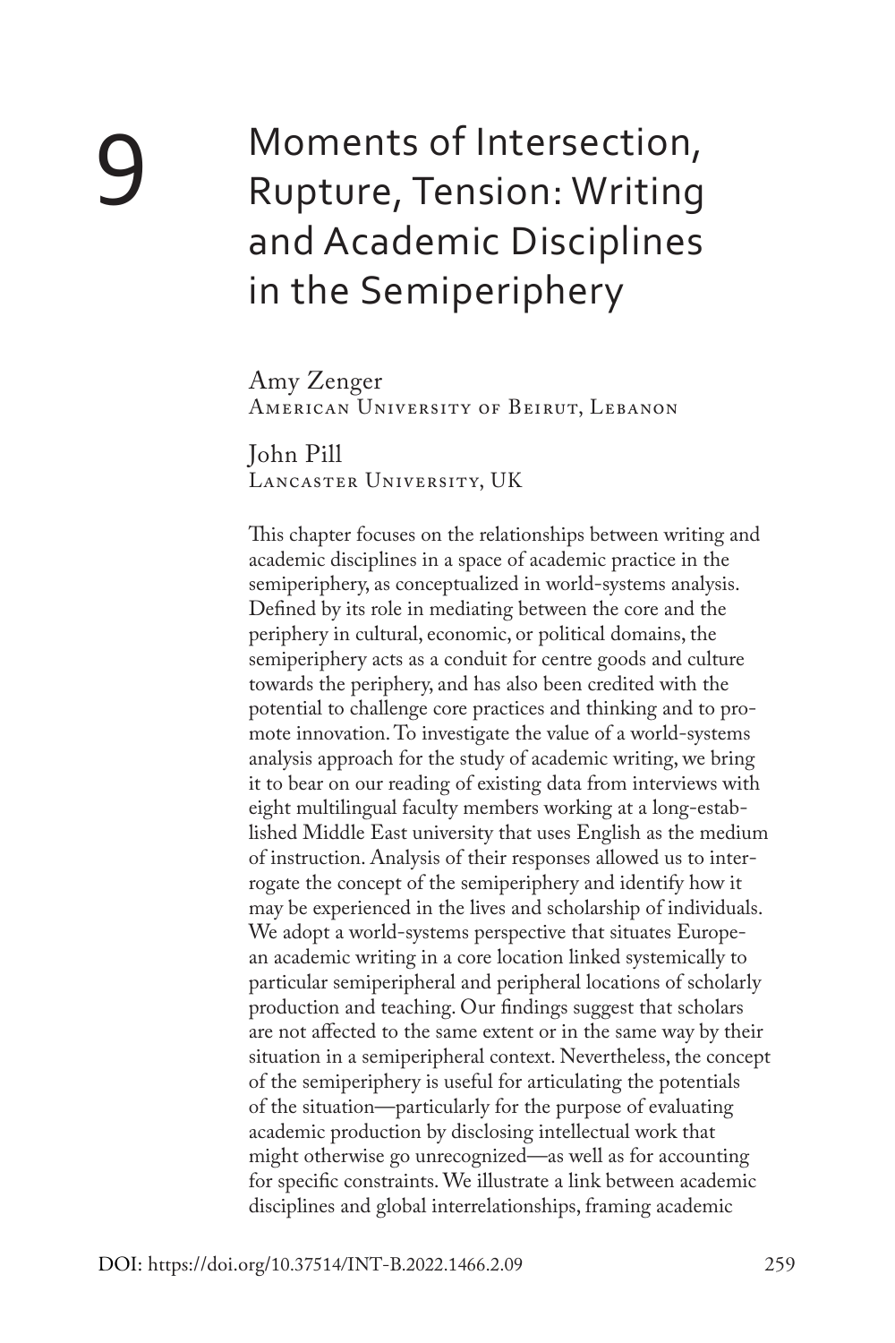# 9 Moments of Intersection, Rupture, Tension: Writing and Academic Disciplines in the Semiperiphery

Amy Zenger
American University of Beirut, Lebanon

John Pill
Lancaster University, UK

This chapter focuses on the relationships between writing and academic disciplines in a space of academic practice in the semiperiphery, as conceptualized in world-systems analysis. Defined by its role in mediating between the core and the periphery in cultural, economic, or political domains, the semiperiphery acts as a conduit for centre goods and culture towards the periphery, and has also been credited with the potential to challenge core practices and thinking and to promote innovation. To investigate the value of a world-systems analysis approach for the study of academic writing, we bring it to bear on our reading of existing data from interviews with eight multilingual faculty members working at a long-established Middle East university that uses English as the medium of instruction. Analysis of their responses allowed us to interrogate the concept of the semiperiphery and identify how it may be experienced in the lives and scholarship of individuals. We adopt a world-systems perspective that situates European academic writing in a core location linked systemically to particular semiperipheral and peripheral locations of scholarly production and teaching. Our findings suggest that scholars are not affected to the same extent or in the same way by their situation in a semiperipheral context. Nevertheless, the concept of the semiperiphery is useful for articulating the potentials of the situation—particularly for the purpose of evaluating academic production by disclosing intellectual work that might otherwise go unrecognized—as well as for accounting for specific constraints. We illustrate a link between academic disciplines and global interrelationships, framing academic

DOI: https://doi.org/10.37514/INT-B.2022.1466.2.09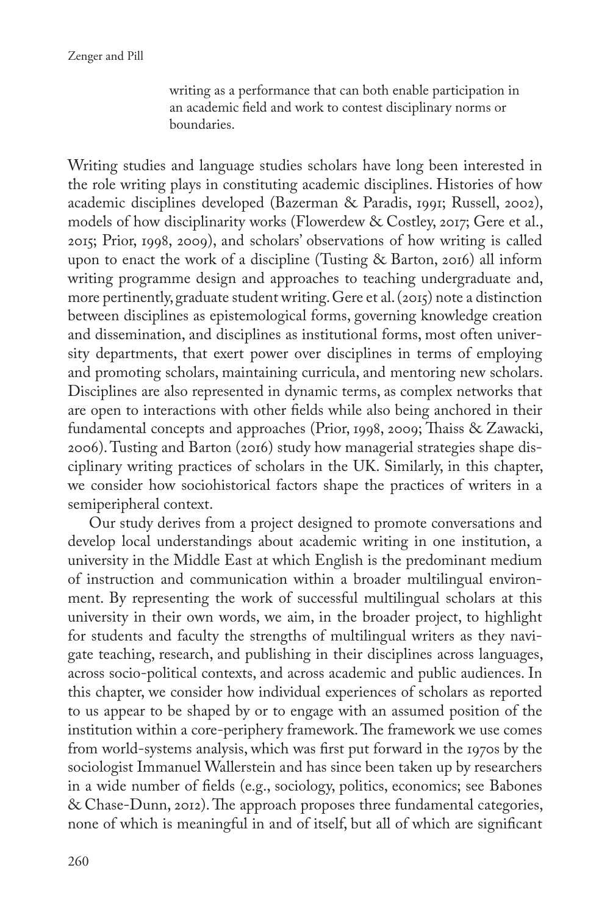writing as a performance that can both enable participation in an academic field and work to contest disciplinary norms or boundaries.

Writing studies and language studies scholars have long been interested in the role writing plays in constituting academic disciplines. Histories of how academic disciplines developed (Bazerman & Paradis, 1991; Russell, 2002), models of how disciplinarity works (Flowerdew & Costley, 2017; Gere et al., 2015; Prior, 1998, 2009), and scholars' observations of how writing is called upon to enact the work of a discipline (Tusting & Barton, 2016) all inform writing programme design and approaches to teaching undergraduate and, more pertinently, graduate student writing. Gere et al. (2015) note a distinction between disciplines as epistemological forms, governing knowledge creation and dissemination, and disciplines as institutional forms, most often university departments, that exert power over disciplines in terms of employing and promoting scholars, maintaining curricula, and mentoring new scholars. Disciplines are also represented in dynamic terms, as complex networks that are open to interactions with other fields while also being anchored in their fundamental concepts and approaches (Prior, 1998, 2009; Thaiss & Zawacki, 2006). Tusting and Barton (2016) study how managerial strategies shape disciplinary writing practices of scholars in the UK. Similarly, in this chapter, we consider how sociohistorical factors shape the practices of writers in a semiperipheral context.

Our study derives from a project designed to promote conversations and develop local understandings about academic writing in one institution, a university in the Middle East at which English is the predominant medium of instruction and communication within a broader multilingual environment. By representing the work of successful multilingual scholars at this university in their own words, we aim, in the broader project, to highlight for students and faculty the strengths of multilingual writers as they navigate teaching, research, and publishing in their disciplines across languages, across socio-political contexts, and across academic and public audiences. In this chapter, we consider how individual experiences of scholars as reported to us appear to be shaped by or to engage with an assumed position of the institution within a core-periphery framework. The framework we use comes from world-systems analysis, which was first put forward in the 1970s by the sociologist Immanuel Wallerstein and has since been taken up by researchers in a wide number of fields (e.g., sociology, politics, economics; see Babones & Chase-Dunn, 2012). The approach proposes three fundamental categories, none of which is meaningful in and of itself, but all of which are significant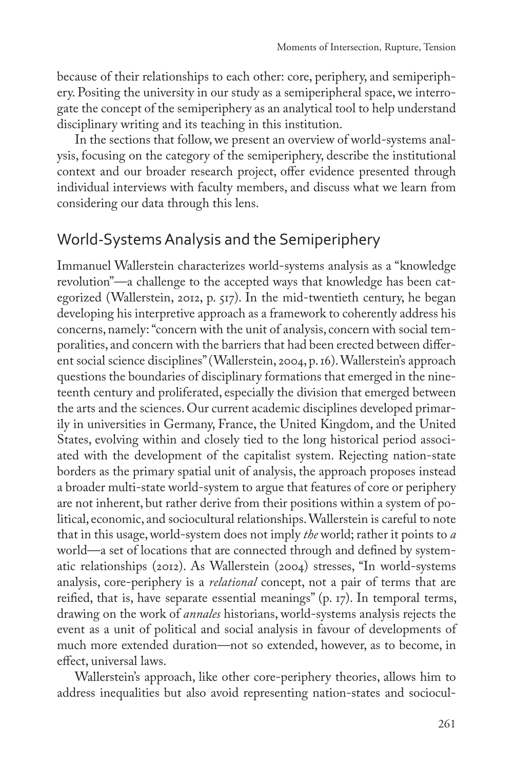because of their relationships to each other: core, periphery, and semiperiphery. Positing the university in our study as a semiperipheral space, we interrogate the concept of the semiperiphery as an analytical tool to help understand disciplinary writing and its teaching in this institution.

In the sections that follow, we present an overview of world-systems analysis, focusing on the category of the semiperiphery, describe the institutional context and our broader research project, offer evidence presented through individual interviews with faculty members, and discuss what we learn from considering our data through this lens.

## World-Systems Analysis and the Semiperiphery

Immanuel Wallerstein characterizes world-systems analysis as a "knowledge revolution"—a challenge to the accepted ways that knowledge has been categorized (Wallerstein, 2012, p. 517). In the mid-twentieth century, he began developing his interpretive approach as a framework to coherently address his concerns, namely: "concern with the unit of analysis, concern with social temporalities, and concern with the barriers that had been erected between different social science disciplines" (Wallerstein, 2004, p. 16). Wallerstein's approach questions the boundaries of disciplinary formations that emerged in the nineteenth century and proliferated, especially the division that emerged between the arts and the sciences. Our current academic disciplines developed primarily in universities in Germany, France, the United Kingdom, and the United States, evolving within and closely tied to the long historical period associated with the development of the capitalist system. Rejecting nation-state borders as the primary spatial unit of analysis, the approach proposes instead a broader multi-state world-system to argue that features of core or periphery are not inherent, but rather derive from their positions within a system of political, economic, and sociocultural relationships. Wallerstein is careful to note that in this usage, world-system does not imply *the* world; rather it points to *a* world—a set of locations that are connected through and defined by systematic relationships (2012). As Wallerstein (2004) stresses, "In world-systems analysis, core-periphery is a *relational* concept, not a pair of terms that are reified, that is, have separate essential meanings" (p. 17). In temporal terms, drawing on the work of *annales* historians, world-systems analysis rejects the event as a unit of political and social analysis in favour of developments of much more extended duration—not so extended, however, as to become, in effect, universal laws.

Wallerstein's approach, like other core-periphery theories, allows him to address inequalities but also avoid representing nation-states and sociocul-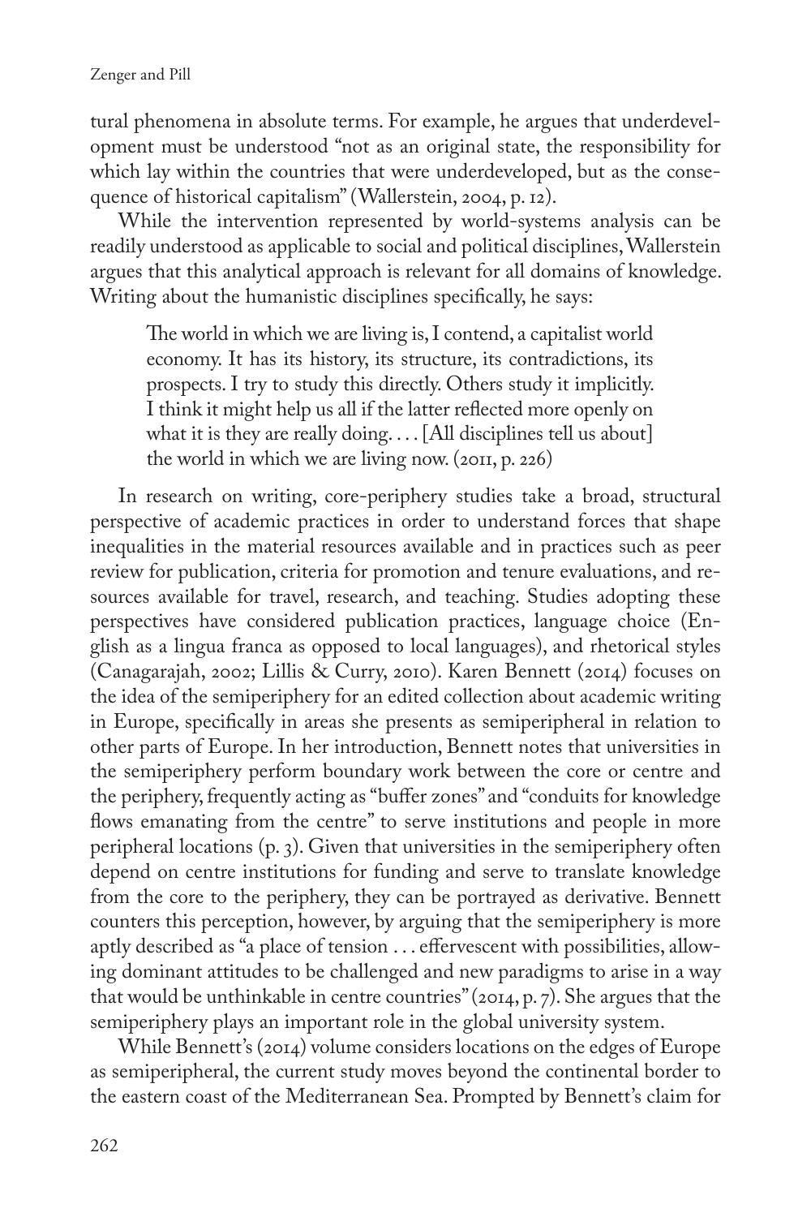tural phenomena in absolute terms. For example, he argues that underdevelopment must be understood "not as an original state, the responsibility for which lay within the countries that were underdeveloped, but as the consequence of historical capitalism" (Wallerstein, 2004, p. 12).

While the intervention represented by world-systems analysis can be readily understood as applicable to social and political disciplines, Wallerstein argues that this analytical approach is relevant for all domains of knowledge. Writing about the humanistic disciplines specifically, he says:

> The world in which we are living is, I contend, a capitalist world economy. It has its history, its structure, its contradictions, its prospects. I try to study this directly. Others study it implicitly. I think it might help us all if the latter reflected more openly on what it is they are really doing. . . . [All disciplines tell us about] the world in which we are living now. (2011, p. 226)

In research on writing, core-periphery studies take a broad, structural perspective of academic practices in order to understand forces that shape inequalities in the material resources available and in practices such as peer review for publication, criteria for promotion and tenure evaluations, and resources available for travel, research, and teaching. Studies adopting these perspectives have considered publication practices, language choice (English as a lingua franca as opposed to local languages), and rhetorical styles (Canagarajah, 2002; Lillis & Curry, 2010). Karen Bennett (2014) focuses on the idea of the semiperiphery for an edited collection about academic writing in Europe, specifically in areas she presents as semiperipheral in relation to other parts of Europe. In her introduction, Bennett notes that universities in the semiperiphery perform boundary work between the core or centre and the periphery, frequently acting as "buffer zones" and "conduits for knowledge flows emanating from the centre" to serve institutions and people in more peripheral locations (p. 3). Given that universities in the semiperiphery often depend on centre institutions for funding and serve to translate knowledge from the core to the periphery, they can be portrayed as derivative. Bennett counters this perception, however, by arguing that the semiperiphery is more aptly described as "a place of tension . . . effervescent with possibilities, allowing dominant attitudes to be challenged and new paradigms to arise in a way that would be unthinkable in centre countries" (2014, p. 7). She argues that the semiperiphery plays an important role in the global university system.

While Bennett's (2014) volume considers locations on the edges of Europe as semiperipheral, the current study moves beyond the continental border to the eastern coast of the Mediterranean Sea. Prompted by Bennett's claim for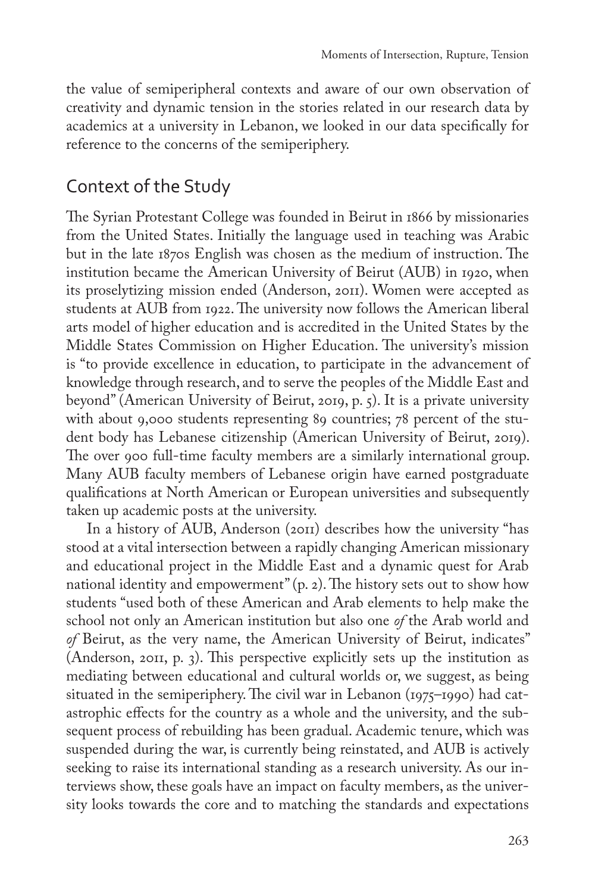the value of semiperipheral contexts and aware of our own observation of creativity and dynamic tension in the stories related in our research data by academics at a university in Lebanon, we looked in our data specifically for reference to the concerns of the semiperiphery.

## Context of the Study

The Syrian Protestant College was founded in Beirut in 1866 by missionaries from the United States. Initially the language used in teaching was Arabic but in the late 1870s English was chosen as the medium of instruction. The institution became the American University of Beirut (AUB) in 1920, when its proselytizing mission ended (Anderson, 2011). Women were accepted as students at AUB from 1922. The university now follows the American liberal arts model of higher education and is accredited in the United States by the Middle States Commission on Higher Education. The university's mission is "to provide excellence in education, to participate in the advancement of knowledge through research, and to serve the peoples of the Middle East and beyond" (American University of Beirut, 2019, p. 5). It is a private university with about 9,000 students representing 89 countries; 78 percent of the student body has Lebanese citizenship (American University of Beirut, 2019). The over 900 full-time faculty members are a similarly international group. Many AUB faculty members of Lebanese origin have earned postgraduate qualifications at North American or European universities and subsequently taken up academic posts at the university.

In a history of AUB, Anderson (2011) describes how the university "has stood at a vital intersection between a rapidly changing American missionary and educational project in the Middle East and a dynamic quest for Arab national identity and empowerment" (p. 2). The history sets out to show how students "used both of these American and Arab elements to help make the school not only an American institution but also one *of* the Arab world and *of* Beirut, as the very name, the American University of Beirut, indicates" (Anderson, 2011, p. 3). This perspective explicitly sets up the institution as mediating between educational and cultural worlds or, we suggest, as being situated in the semiperiphery. The civil war in Lebanon (1975–1990) had catastrophic effects for the country as a whole and the university, and the subsequent process of rebuilding has been gradual. Academic tenure, which was suspended during the war, is currently being reinstated, and AUB is actively seeking to raise its international standing as a research university. As our interviews show, these goals have an impact on faculty members, as the university looks towards the core and to matching the standards and expectations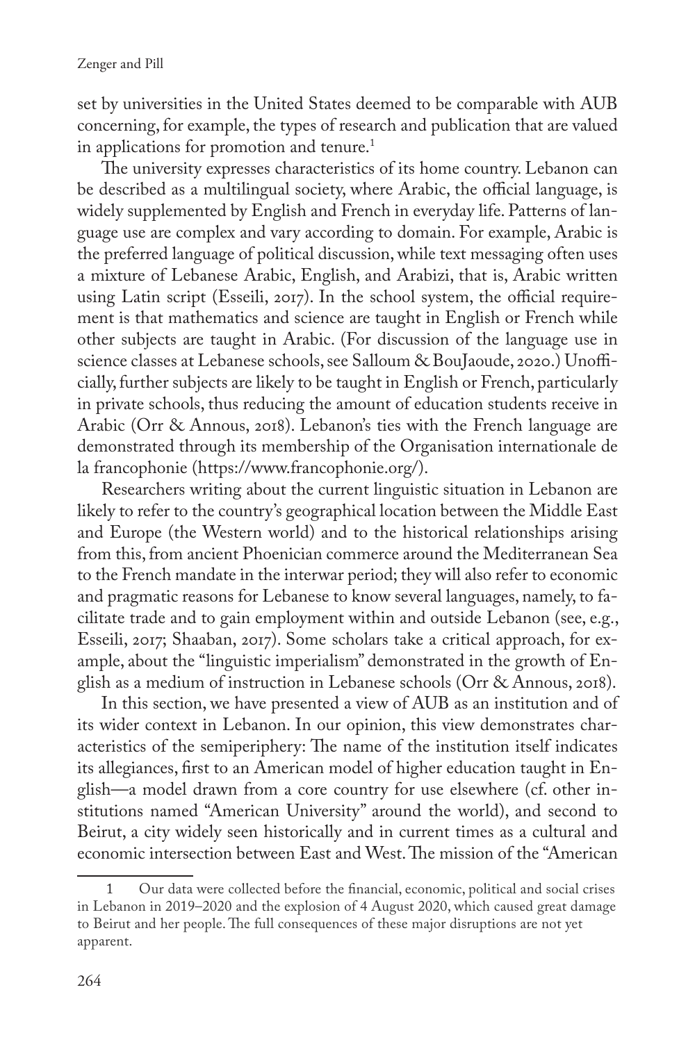set by universities in the United States deemed to be comparable with AUB concerning, for example, the types of research and publication that are valued in applications for promotion and tenure.[1]

The university expresses characteristics of its home country. Lebanon can be described as a multilingual society, where Arabic, the official language, is widely supplemented by English and French in everyday life. Patterns of language use are complex and vary according to domain. For example, Arabic is the preferred language of political discussion, while text messaging often uses a mixture of Lebanese Arabic, English, and Arabizi, that is, Arabic written using Latin script (Esseili, 2017). In the school system, the official requirement is that mathematics and science are taught in English or French while other subjects are taught in Arabic. (For discussion of the language use in science classes at Lebanese schools, see Salloum & BouJaoude, 2020.) Unofficially, further subjects are likely to be taught in English or French, particularly in private schools, thus reducing the amount of education students receive in Arabic (Orr & Annous, 2018). Lebanon's ties with the French language are demonstrated through its membership of the Organisation internationale de la francophonie (https://www.francophonie.org/).

Researchers writing about the current linguistic situation in Lebanon are likely to refer to the country's geographical location between the Middle East and Europe (the Western world) and to the historical relationships arising from this, from ancient Phoenician commerce around the Mediterranean Sea to the French mandate in the interwar period; they will also refer to economic and pragmatic reasons for Lebanese to know several languages, namely, to facilitate trade and to gain employment within and outside Lebanon (see, e.g., Esseili, 2017; Shaaban, 2017). Some scholars take a critical approach, for example, about the "linguistic imperialism" demonstrated in the growth of English as a medium of instruction in Lebanese schools (Orr & Annous, 2018).

In this section, we have presented a view of AUB as an institution and of its wider context in Lebanon. In our opinion, this view demonstrates characteristics of the semiperiphery: The name of the institution itself indicates its allegiances, first to an American model of higher education taught in English—a model drawn from a core country for use elsewhere (cf. other institutions named "American University" around the world), and second to Beirut, a city widely seen historically and in current times as a cultural and economic intersection between East and West. The mission of the "American

1 Our data were collected before the financial, economic, political and social crises in Lebanon in 2019–2020 and the explosion of 4 August 2020, which caused great damage to Beirut and her people. The full consequences of these major disruptions are not yet apparent.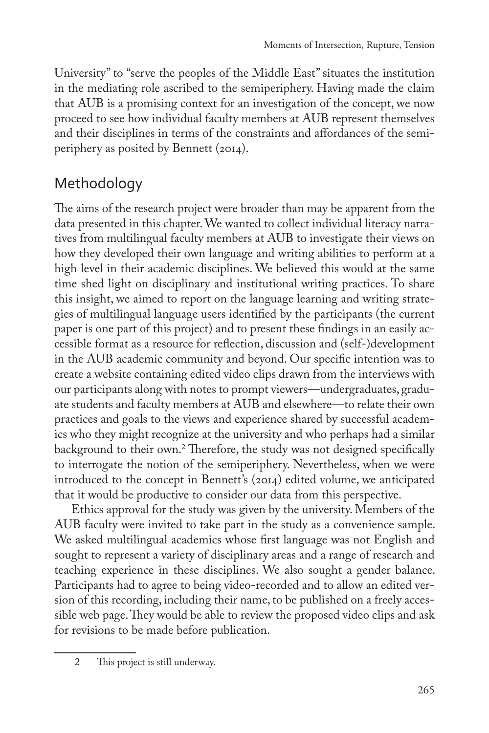University" to "serve the peoples of the Middle East" situates the institution in the mediating role ascribed to the semiperiphery. Having made the claim that AUB is a promising context for an investigation of the concept, we now proceed to see how individual faculty members at AUB represent themselves and their disciplines in terms of the constraints and affordances of the semiperiphery as posited by Bennett (2014).

## Methodology

The aims of the research project were broader than may be apparent from the data presented in this chapter. We wanted to collect individual literacy narratives from multilingual faculty members at AUB to investigate their views on how they developed their own language and writing abilities to perform at a high level in their academic disciplines. We believed this would at the same time shed light on disciplinary and institutional writing practices. To share this insight, we aimed to report on the language learning and writing strategies of multilingual language users identified by the participants (the current paper is one part of this project) and to present these findings in an easily accessible format as a resource for reflection, discussion and (self-)development in the AUB academic community and beyond. Our specific intention was to create a website containing edited video clips drawn from the interviews with our participants along with notes to prompt viewers—undergraduates, graduate students and faculty members at AUB and elsewhere—to relate their own practices and goals to the views and experience shared by successful academics who they might recognize at the university and who perhaps had a similar background to their own.[2] Therefore, the study was not designed specifically to interrogate the notion of the semiperiphery. Nevertheless, when we were introduced to the concept in Bennett's (2014) edited volume, we anticipated that it would be productive to consider our data from this perspective.

Ethics approval for the study was given by the university. Members of the AUB faculty were invited to take part in the study as a convenience sample. We asked multilingual academics whose first language was not English and sought to represent a variety of disciplinary areas and a range of research and teaching experience in these disciplines. We also sought a gender balance. Participants had to agree to being video-recorded and to allow an edited version of this recording, including their name, to be published on a freely accessible web page. They would be able to review the proposed video clips and ask for revisions to be made before publication.

[2] This project is still underway.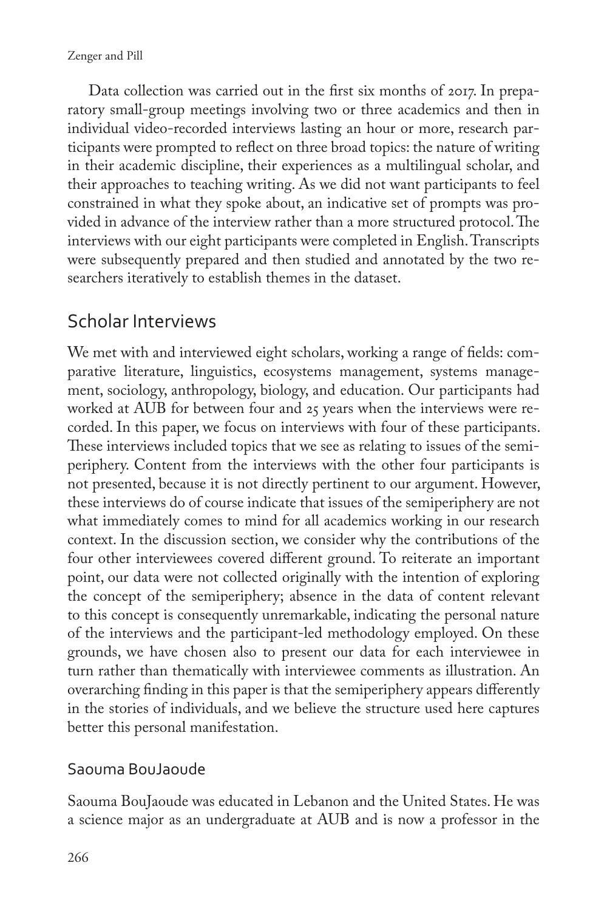Data collection was carried out in the first six months of 2017. In preparatory small-group meetings involving two or three academics and then in individual video-recorded interviews lasting an hour or more, research participants were prompted to reflect on three broad topics: the nature of writing in their academic discipline, their experiences as a multilingual scholar, and their approaches to teaching writing. As we did not want participants to feel constrained in what they spoke about, an indicative set of prompts was provided in advance of the interview rather than a more structured protocol. The interviews with our eight participants were completed in English. Transcripts were subsequently prepared and then studied and annotated by the two researchers iteratively to establish themes in the dataset.

## Scholar Interviews

We met with and interviewed eight scholars, working a range of fields: comparative literature, linguistics, ecosystems management, systems management, sociology, anthropology, biology, and education. Our participants had worked at AUB for between four and 25 years when the interviews were recorded. In this paper, we focus on interviews with four of these participants. These interviews included topics that we see as relating to issues of the semiperiphery. Content from the interviews with the other four participants is not presented, because it is not directly pertinent to our argument. However, these interviews do of course indicate that issues of the semiperiphery are not what immediately comes to mind for all academics working in our research context. In the discussion section, we consider why the contributions of the four other interviewees covered different ground. To reiterate an important point, our data were not collected originally with the intention of exploring the concept of the semiperiphery; absence in the data of content relevant to this concept is consequently unremarkable, indicating the personal nature of the interviews and the participant-led methodology employed. On these grounds, we have chosen also to present our data for each interviewee in turn rather than thematically with interviewee comments as illustration. An overarching finding in this paper is that the semiperiphery appears differently in the stories of individuals, and we believe the structure used here captures better this personal manifestation.

### Saouma BouJaoude

Saouma BouJaoude was educated in Lebanon and the United States. He was a science major as an undergraduate at AUB and is now a professor in the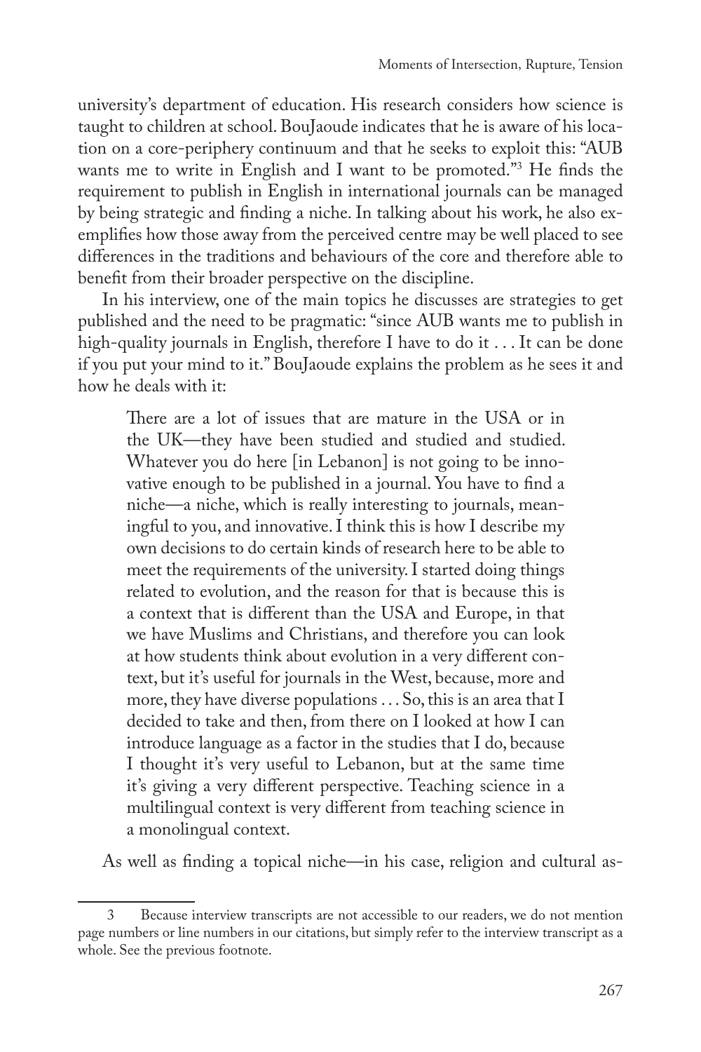university's department of education. His research considers how science is taught to children at school. BouJaoude indicates that he is aware of his location on a core-periphery continuum and that he seeks to exploit this: "AUB wants me to write in English and I want to be promoted."[3] He finds the requirement to publish in English in international journals can be managed by being strategic and finding a niche. In talking about his work, he also exemplifies how those away from the perceived centre may be well placed to see differences in the traditions and behaviours of the core and therefore able to benefit from their broader perspective on the discipline.

In his interview, one of the main topics he discusses are strategies to get published and the need to be pragmatic: "since AUB wants me to publish in high-quality journals in English, therefore I have to do it . . . It can be done if you put your mind to it." BouJaoude explains the problem as he sees it and how he deals with it:

> There are a lot of issues that are mature in the USA or in the UK—they have been studied and studied and studied. Whatever you do here [in Lebanon] is not going to be innovative enough to be published in a journal. You have to find a niche—a niche, which is really interesting to journals, meaningful to you, and innovative. I think this is how I describe my own decisions to do certain kinds of research here to be able to meet the requirements of the university. I started doing things related to evolution, and the reason for that is because this is a context that is different than the USA and Europe, in that we have Muslims and Christians, and therefore you can look at how students think about evolution in a very different context, but it's useful for journals in the West, because, more and more, they have diverse populations . . . So, this is an area that I decided to take and then, from there on I looked at how I can introduce language as a factor in the studies that I do, because I thought it's very useful to Lebanon, but at the same time it's giving a very different perspective. Teaching science in a multilingual context is very different from teaching science in a monolingual context.

As well as finding a topical niche—in his case, religion and cultural as-

---

3 Because interview transcripts are not accessible to our readers, we do not mention page numbers or line numbers in our citations, but simply refer to the interview transcript as a whole. See the previous footnote.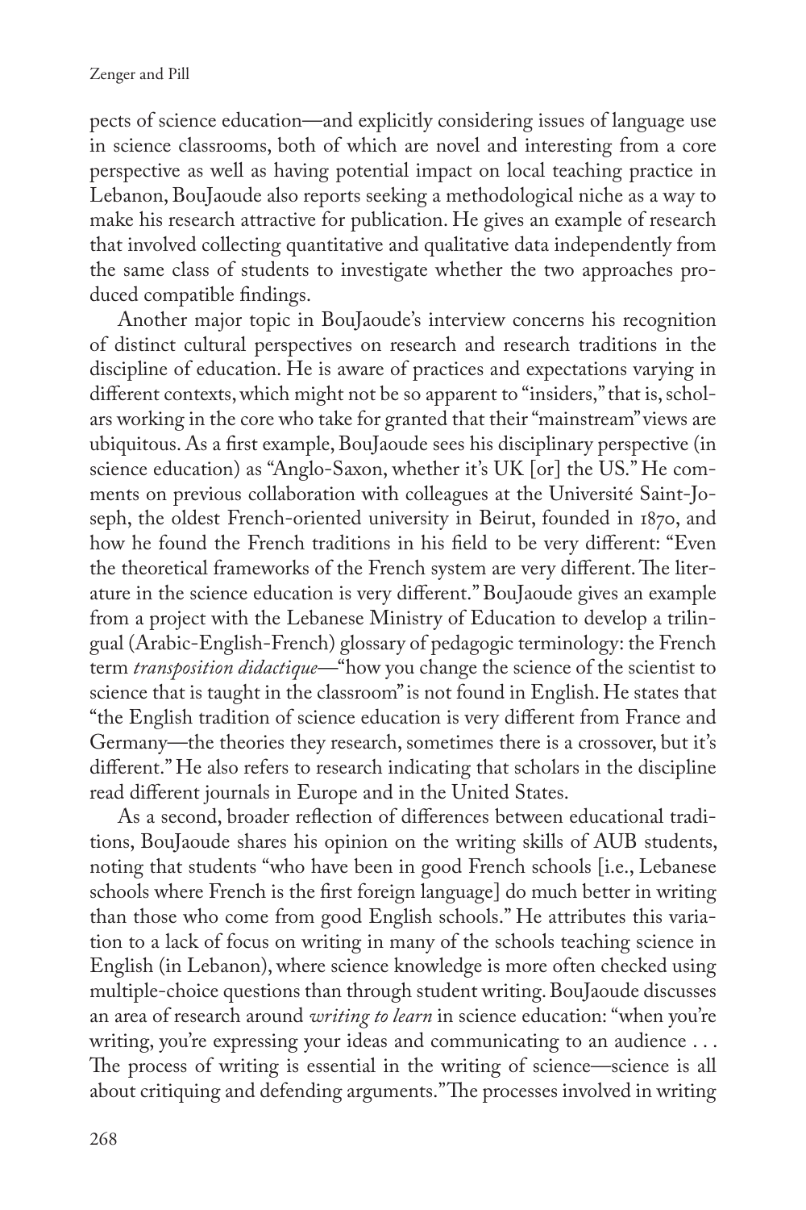pects of science education—and explicitly considering issues of language use in science classrooms, both of which are novel and interesting from a core perspective as well as having potential impact on local teaching practice in Lebanon, BouJaoude also reports seeking a methodological niche as a way to make his research attractive for publication. He gives an example of research that involved collecting quantitative and qualitative data independently from the same class of students to investigate whether the two approaches produced compatible findings.

Another major topic in BouJaoude's interview concerns his recognition of distinct cultural perspectives on research and research traditions in the discipline of education. He is aware of practices and expectations varying in different contexts, which might not be so apparent to "insiders," that is, scholars working in the core who take for granted that their "mainstream" views are ubiquitous. As a first example, BouJaoude sees his disciplinary perspective (in science education) as "Anglo-Saxon, whether it's UK [or] the US." He comments on previous collaboration with colleagues at the Université Saint-Joseph, the oldest French-oriented university in Beirut, founded in 1870, and how he found the French traditions in his field to be very different: "Even the theoretical frameworks of the French system are very different. The literature in the science education is very different." BouJaoude gives an example from a project with the Lebanese Ministry of Education to develop a trilingual (Arabic-English-French) glossary of pedagogic terminology: the French term *transposition didactique*—"how you change the science of the scientist to science that is taught in the classroom" is not found in English. He states that "the English tradition of science education is very different from France and Germany—the theories they research, sometimes there is a crossover, but it's different." He also refers to research indicating that scholars in the discipline read different journals in Europe and in the United States.

As a second, broader reflection of differences between educational traditions, BouJaoude shares his opinion on the writing skills of AUB students, noting that students "who have been in good French schools [i.e., Lebanese schools where French is the first foreign language] do much better in writing than those who come from good English schools." He attributes this variation to a lack of focus on writing in many of the schools teaching science in English (in Lebanon), where science knowledge is more often checked using multiple-choice questions than through student writing. BouJaoude discusses an area of research around *writing to learn* in science education: "when you're writing, you're expressing your ideas and communicating to an audience . . . The process of writing is essential in the writing of science—science is all about critiquing and defending arguments." The processes involved in writing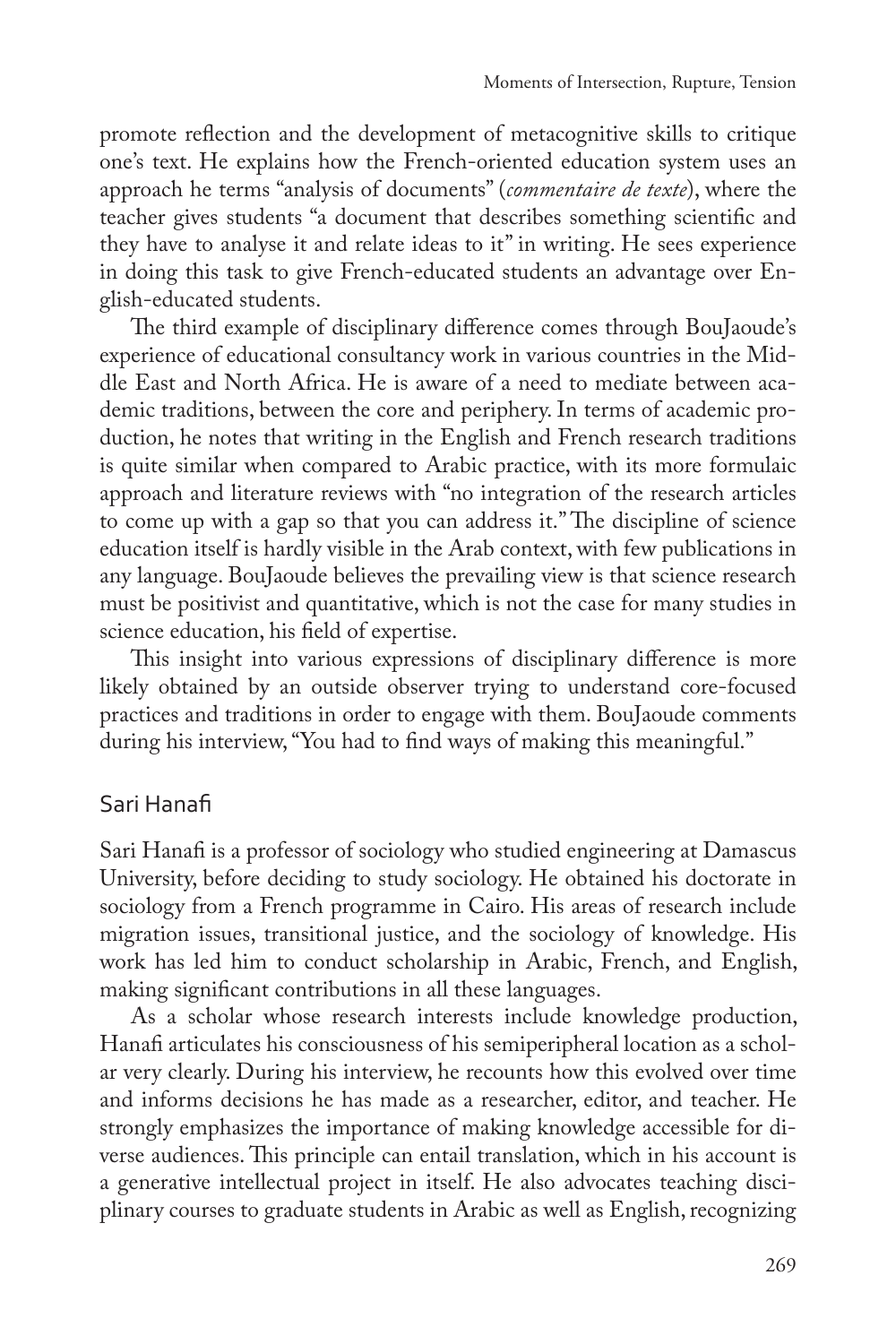promote reflection and the development of metacognitive skills to critique one's text. He explains how the French-oriented education system uses an approach he terms "analysis of documents" (*commentaire de texte*), where the teacher gives students "a document that describes something scientific and they have to analyse it and relate ideas to it" in writing. He sees experience in doing this task to give French-educated students an advantage over English-educated students.

The third example of disciplinary difference comes through BouJaoude's experience of educational consultancy work in various countries in the Middle East and North Africa. He is aware of a need to mediate between academic traditions, between the core and periphery. In terms of academic production, he notes that writing in the English and French research traditions is quite similar when compared to Arabic practice, with its more formulaic approach and literature reviews with "no integration of the research articles to come up with a gap so that you can address it." The discipline of science education itself is hardly visible in the Arab context, with few publications in any language. BouJaoude believes the prevailing view is that science research must be positivist and quantitative, which is not the case for many studies in science education, his field of expertise.

This insight into various expressions of disciplinary difference is more likely obtained by an outside observer trying to understand core-focused practices and traditions in order to engage with them. BouJaoude comments during his interview, "You had to find ways of making this meaningful."

## Sari Hanafi

Sari Hanafi is a professor of sociology who studied engineering at Damascus University, before deciding to study sociology. He obtained his doctorate in sociology from a French programme in Cairo. His areas of research include migration issues, transitional justice, and the sociology of knowledge. His work has led him to conduct scholarship in Arabic, French, and English, making significant contributions in all these languages.

As a scholar whose research interests include knowledge production, Hanafi articulates his consciousness of his semiperipheral location as a scholar very clearly. During his interview, he recounts how this evolved over time and informs decisions he has made as a researcher, editor, and teacher. He strongly emphasizes the importance of making knowledge accessible for diverse audiences. This principle can entail translation, which in his account is a generative intellectual project in itself. He also advocates teaching disciplinary courses to graduate students in Arabic as well as English, recognizing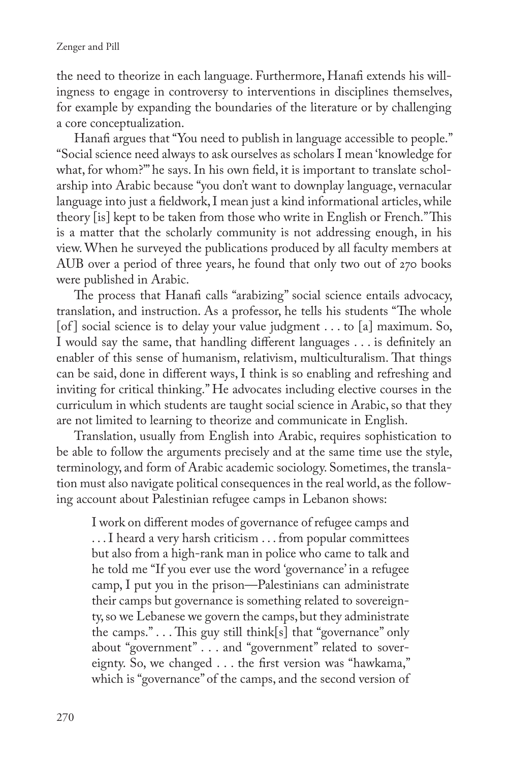the need to theorize in each language. Furthermore, Hanafi extends his willingness to engage in controversy to interventions in disciplines themselves, for example by expanding the boundaries of the literature or by challenging a core conceptualization.

Hanafi argues that "You need to publish in language accessible to people." "Social science need always to ask ourselves as scholars I mean 'knowledge for what, for whom?'" he says. In his own field, it is important to translate scholarship into Arabic because "you don't want to downplay language, vernacular language into just a fieldwork, I mean just a kind informational articles, while theory [is] kept to be taken from those who write in English or French." This is a matter that the scholarly community is not addressing enough, in his view. When he surveyed the publications produced by all faculty members at AUB over a period of three years, he found that only two out of 270 books were published in Arabic.

The process that Hanafi calls "arabizing" social science entails advocacy, translation, and instruction. As a professor, he tells his students "The whole [of] social science is to delay your value judgment . . . to [a] maximum. So, I would say the same, that handling different languages . . . is definitely an enabler of this sense of humanism, relativism, multiculturalism. That things can be said, done in different ways, I think is so enabling and refreshing and inviting for critical thinking." He advocates including elective courses in the curriculum in which students are taught social science in Arabic, so that they are not limited to learning to theorize and communicate in English.

Translation, usually from English into Arabic, requires sophistication to be able to follow the arguments precisely and at the same time use the style, terminology, and form of Arabic academic sociology. Sometimes, the translation must also navigate political consequences in the real world, as the following account about Palestinian refugee camps in Lebanon shows:

> I work on different modes of governance of refugee camps and . . . I heard a very harsh criticism . . . from popular committees but also from a high-rank man in police who came to talk and he told me "If you ever use the word 'governance' in a refugee camp, I put you in the prison—Palestinians can administrate their camps but governance is something related to sovereignty, so we Lebanese we govern the camps, but they administrate the camps." . . . This guy still think[s] that "governance" only about "government" . . . and "government" related to sovereignty. So, we changed . . . the first version was "hawkama," which is "governance" of the camps, and the second version of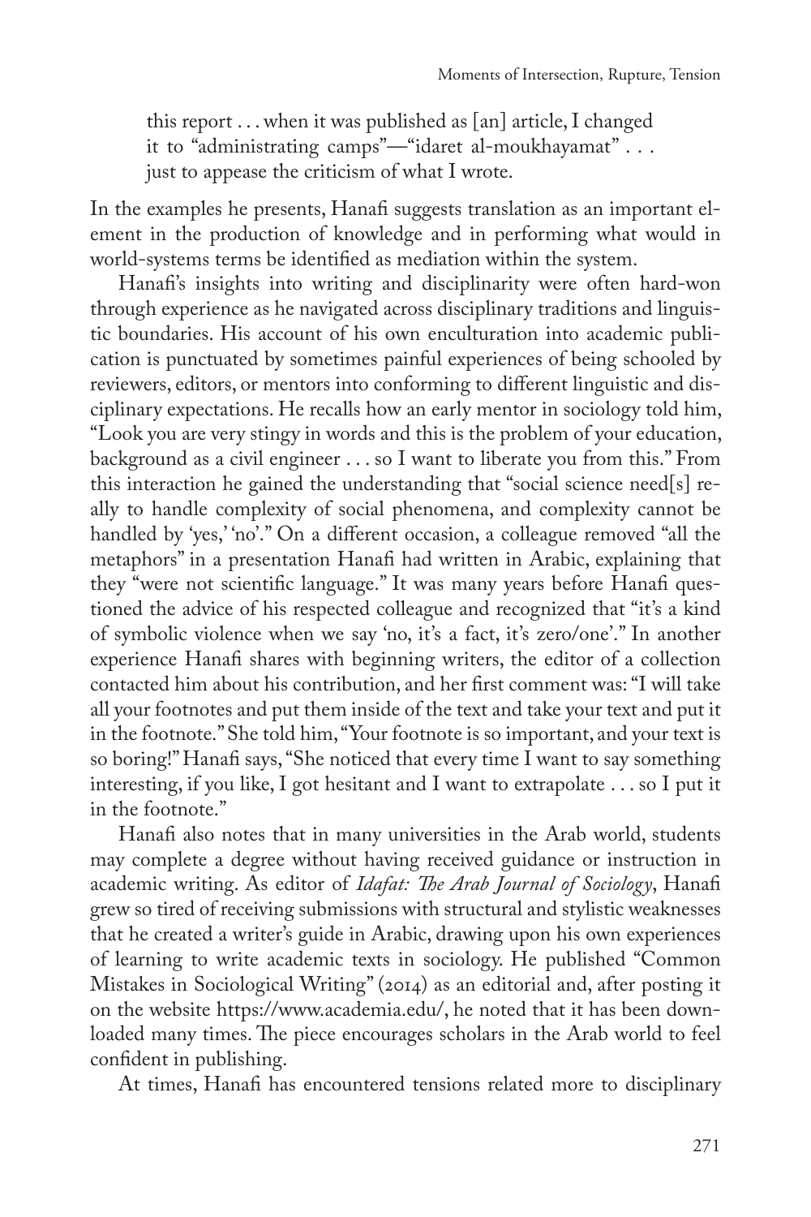> this report . . . when it was published as [an] article, I changed it to "administrating camps"—"idaret al-moukhayamat" . . . just to appease the criticism of what I wrote.

In the examples he presents, Hanafi suggests translation as an important element in the production of knowledge and in performing what would in world-systems terms be identified as mediation within the system.

Hanafi's insights into writing and disciplinarity were often hard-won through experience as he navigated across disciplinary traditions and linguistic boundaries. His account of his own enculturation into academic publication is punctuated by sometimes painful experiences of being schooled by reviewers, editors, or mentors into conforming to different linguistic and disciplinary expectations. He recalls how an early mentor in sociology told him, "Look you are very stingy in words and this is the problem of your education, background as a civil engineer . . . so I want to liberate you from this." From this interaction he gained the understanding that "social science need[s] really to handle complexity of social phenomena, and complexity cannot be handled by 'yes,' 'no'." On a different occasion, a colleague removed "all the metaphors" in a presentation Hanafi had written in Arabic, explaining that they "were not scientific language." It was many years before Hanafi questioned the advice of his respected colleague and recognized that "it's a kind of symbolic violence when we say 'no, it's a fact, it's zero/one'." In another experience Hanafi shares with beginning writers, the editor of a collection contacted him about his contribution, and her first comment was: "I will take all your footnotes and put them inside of the text and take your text and put it in the footnote." She told him, "Your footnote is so important, and your text is so boring!" Hanafi says, "She noticed that every time I want to say something interesting, if you like, I got hesitant and I want to extrapolate . . . so I put it in the footnote."

Hanafi also notes that in many universities in the Arab world, students may complete a degree without having received guidance or instruction in academic writing. As editor of *Idafat: The Arab Journal of Sociology*, Hanafi grew so tired of receiving submissions with structural and stylistic weaknesses that he created a writer's guide in Arabic, drawing upon his own experiences of learning to write academic texts in sociology. He published "Common Mistakes in Sociological Writing" (2014) as an editorial and, after posting it on the website https://www.academia.edu/, he noted that it has been downloaded many times. The piece encourages scholars in the Arab world to feel confident in publishing.

At times, Hanafi has encountered tensions related more to disciplinary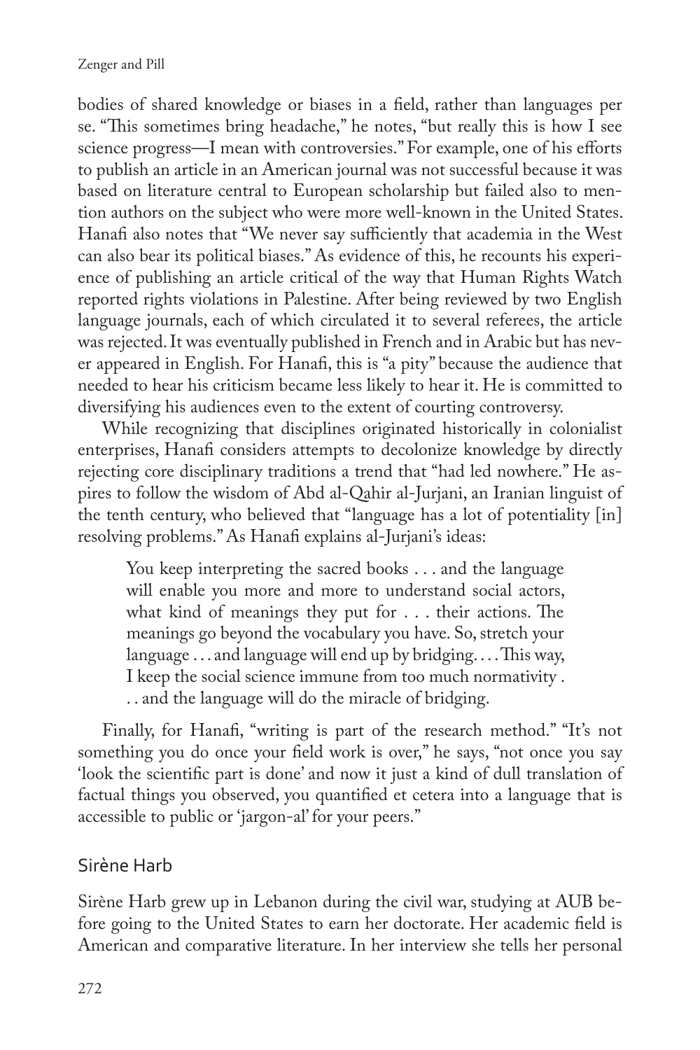bodies of shared knowledge or biases in a field, rather than languages per se. "This sometimes bring headache," he notes, "but really this is how I see science progress—I mean with controversies." For example, one of his efforts to publish an article in an American journal was not successful because it was based on literature central to European scholarship but failed also to mention authors on the subject who were more well-known in the United States. Hanafi also notes that "We never say sufficiently that academia in the West can also bear its political biases." As evidence of this, he recounts his experience of publishing an article critical of the way that Human Rights Watch reported rights violations in Palestine. After being reviewed by two English language journals, each of which circulated it to several referees, the article was rejected. It was eventually published in French and in Arabic but has never appeared in English. For Hanafi, this is "a pity" because the audience that needed to hear his criticism became less likely to hear it. He is committed to diversifying his audiences even to the extent of courting controversy.

While recognizing that disciplines originated historically in colonialist enterprises, Hanafi considers attempts to decolonize knowledge by directly rejecting core disciplinary traditions a trend that "had led nowhere." He aspires to follow the wisdom of Abd al-Qahir al-Jurjani, an Iranian linguist of the tenth century, who believed that "language has a lot of potentiality [in] resolving problems." As Hanafi explains al-Jurjani's ideas:

> You keep interpreting the sacred books . . . and the language will enable you more and more to understand social actors, what kind of meanings they put for . . . their actions. The meanings go beyond the vocabulary you have. So, stretch your language . . . and language will end up by bridging. . . . This way, I keep the social science immune from too much normativity . . . and the language will do the miracle of bridging.

Finally, for Hanafi, "writing is part of the research method." "It's not something you do once your field work is over," he says, "not once you say 'look the scientific part is done' and now it just a kind of dull translation of factual things you observed, you quantified et cetera into a language that is accessible to public or 'jargon-al' for your peers."

## Sirène Harb

Sirène Harb grew up in Lebanon during the civil war, studying at AUB before going to the United States to earn her doctorate. Her academic field is American and comparative literature. In her interview she tells her personal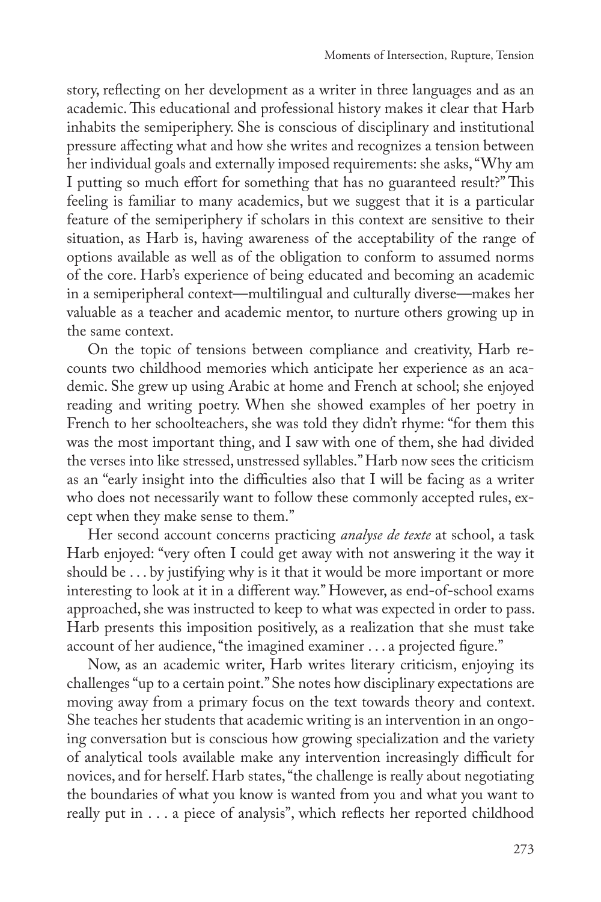story, reflecting on her development as a writer in three languages and as an academic. This educational and professional history makes it clear that Harb inhabits the semiperiphery. She is conscious of disciplinary and institutional pressure affecting what and how she writes and recognizes a tension between her individual goals and externally imposed requirements: she asks, "Why am I putting so much effort for something that has no guaranteed result?" This feeling is familiar to many academics, but we suggest that it is a particular feature of the semiperiphery if scholars in this context are sensitive to their situation, as Harb is, having awareness of the acceptability of the range of options available as well as of the obligation to conform to assumed norms of the core. Harb's experience of being educated and becoming an academic in a semiperipheral context—multilingual and culturally diverse—makes her valuable as a teacher and academic mentor, to nurture others growing up in the same context.

On the topic of tensions between compliance and creativity, Harb recounts two childhood memories which anticipate her experience as an academic. She grew up using Arabic at home and French at school; she enjoyed reading and writing poetry. When she showed examples of her poetry in French to her schoolteachers, she was told they didn't rhyme: "for them this was the most important thing, and I saw with one of them, she had divided the verses into like stressed, unstressed syllables." Harb now sees the criticism as an "early insight into the difficulties also that I will be facing as a writer who does not necessarily want to follow these commonly accepted rules, except when they make sense to them."

Her second account concerns practicing *analyse de texte* at school, a task Harb enjoyed: "very often I could get away with not answering it the way it should be . . . by justifying why is it that it would be more important or more interesting to look at it in a different way." However, as end-of-school exams approached, she was instructed to keep to what was expected in order to pass. Harb presents this imposition positively, as a realization that she must take account of her audience, "the imagined examiner . . . a projected figure."

Now, as an academic writer, Harb writes literary criticism, enjoying its challenges "up to a certain point." She notes how disciplinary expectations are moving away from a primary focus on the text towards theory and context. She teaches her students that academic writing is an intervention in an ongoing conversation but is conscious how growing specialization and the variety of analytical tools available make any intervention increasingly difficult for novices, and for herself. Harb states, "the challenge is really about negotiating the boundaries of what you know is wanted from you and what you want to really put in . . . a piece of analysis", which reflects her reported childhood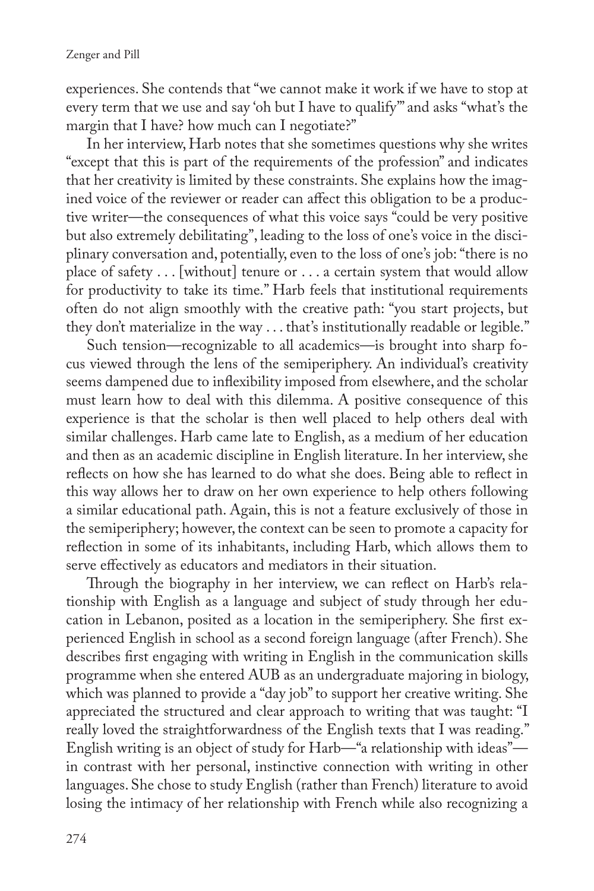experiences. She contends that "we cannot make it work if we have to stop at every term that we use and say 'oh but I have to qualify'" and asks "what's the margin that I have? how much can I negotiate?"

In her interview, Harb notes that she sometimes questions why she writes "except that this is part of the requirements of the profession" and indicates that her creativity is limited by these constraints. She explains how the imagined voice of the reviewer or reader can affect this obligation to be a productive writer—the consequences of what this voice says "could be very positive but also extremely debilitating", leading to the loss of one's voice in the disciplinary conversation and, potentially, even to the loss of one's job: "there is no place of safety . . . [without] tenure or . . . a certain system that would allow for productivity to take its time." Harb feels that institutional requirements often do not align smoothly with the creative path: "you start projects, but they don't materialize in the way . . . that's institutionally readable or legible."

Such tension—recognizable to all academics—is brought into sharp focus viewed through the lens of the semiperiphery. An individual's creativity seems dampened due to inflexibility imposed from elsewhere, and the scholar must learn how to deal with this dilemma. A positive consequence of this experience is that the scholar is then well placed to help others deal with similar challenges. Harb came late to English, as a medium of her education and then as an academic discipline in English literature. In her interview, she reflects on how she has learned to do what she does. Being able to reflect in this way allows her to draw on her own experience to help others following a similar educational path. Again, this is not a feature exclusively of those in the semiperiphery; however, the context can be seen to promote a capacity for reflection in some of its inhabitants, including Harb, which allows them to serve effectively as educators and mediators in their situation.

Through the biography in her interview, we can reflect on Harb's relationship with English as a language and subject of study through her education in Lebanon, posited as a location in the semiperiphery. She first experienced English in school as a second foreign language (after French). She describes first engaging with writing in English in the communication skills programme when she entered AUB as an undergraduate majoring in biology, which was planned to provide a "day job" to support her creative writing. She appreciated the structured and clear approach to writing that was taught: "I really loved the straightforwardness of the English texts that I was reading." English writing is an object of study for Harb—"a relationship with ideas"—in contrast with her personal, instinctive connection with writing in other languages. She chose to study English (rather than French) literature to avoid losing the intimacy of her relationship with French while also recognizing a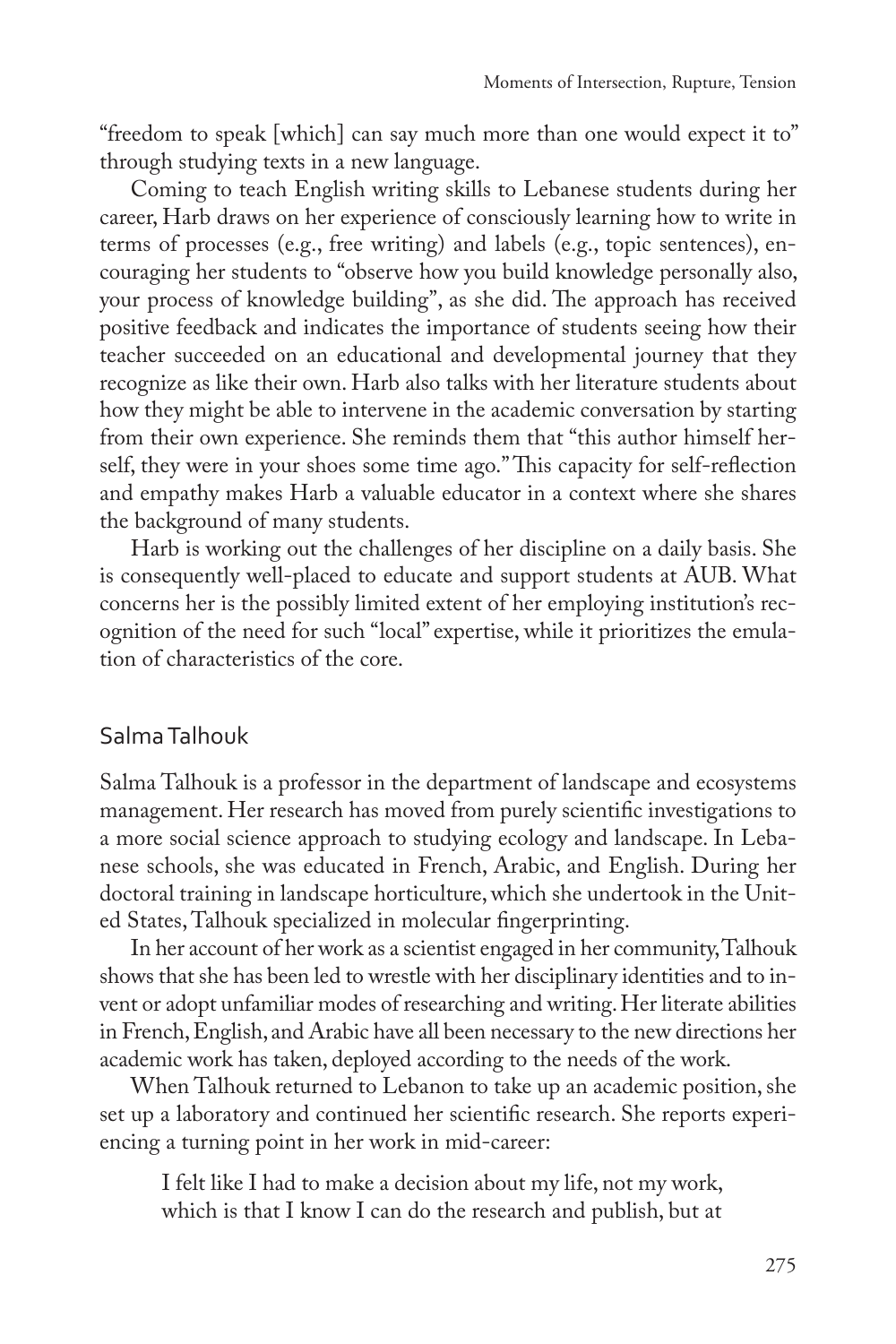"freedom to speak [which] can say much more than one would expect it to" through studying texts in a new language.

Coming to teach English writing skills to Lebanese students during her career, Harb draws on her experience of consciously learning how to write in terms of processes (e.g., free writing) and labels (e.g., topic sentences), encouraging her students to "observe how you build knowledge personally also, your process of knowledge building", as she did. The approach has received positive feedback and indicates the importance of students seeing how their teacher succeeded on an educational and developmental journey that they recognize as like their own. Harb also talks with her literature students about how they might be able to intervene in the academic conversation by starting from their own experience. She reminds them that "this author himself herself, they were in your shoes some time ago." This capacity for self-reflection and empathy makes Harb a valuable educator in a context where she shares the background of many students.

Harb is working out the challenges of her discipline on a daily basis. She is consequently well-placed to educate and support students at AUB. What concerns her is the possibly limited extent of her employing institution's recognition of the need for such "local" expertise, while it prioritizes the emulation of characteristics of the core.

## Salma Talhouk

Salma Talhouk is a professor in the department of landscape and ecosystems management. Her research has moved from purely scientific investigations to a more social science approach to studying ecology and landscape. In Lebanese schools, she was educated in French, Arabic, and English. During her doctoral training in landscape horticulture, which she undertook in the United States, Talhouk specialized in molecular fingerprinting.

In her account of her work as a scientist engaged in her community, Talhouk shows that she has been led to wrestle with her disciplinary identities and to invent or adopt unfamiliar modes of researching and writing. Her literate abilities in French, English, and Arabic have all been necessary to the new directions her academic work has taken, deployed according to the needs of the work.

When Talhouk returned to Lebanon to take up an academic position, she set up a laboratory and continued her scientific research. She reports experiencing a turning point in her work in mid-career:

> I felt like I had to make a decision about my life, not my work, which is that I know I can do the research and publish, but at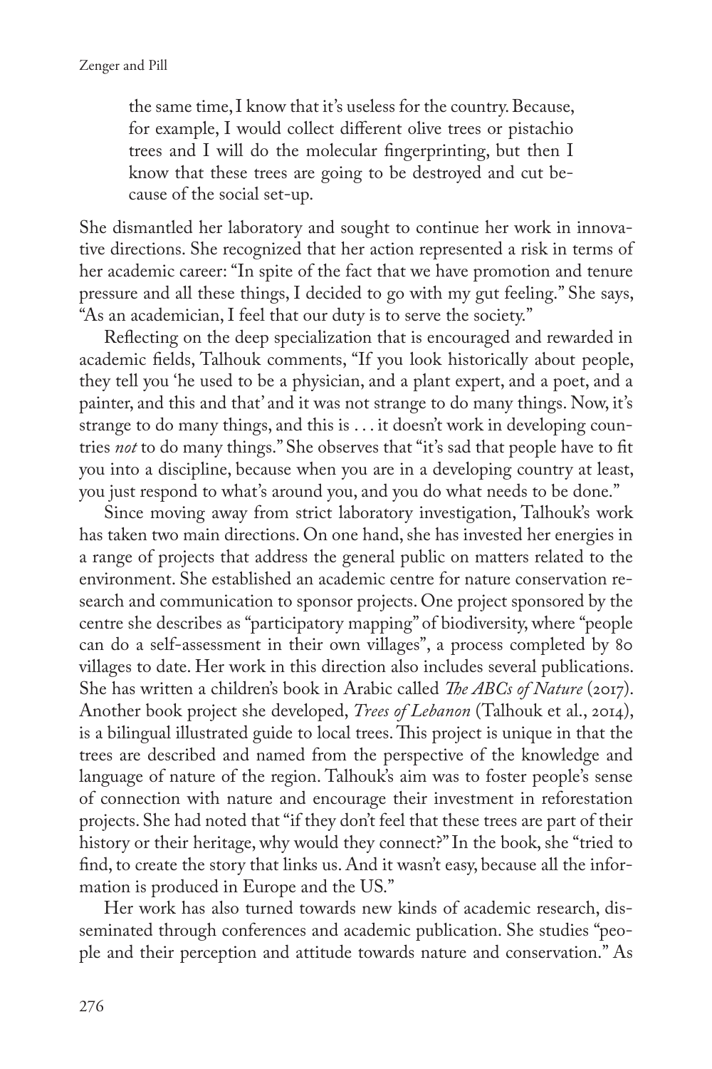> the same time, I know that it's useless for the country. Because, for example, I would collect different olive trees or pistachio trees and I will do the molecular fingerprinting, but then I know that these trees are going to be destroyed and cut because of the social set-up.

She dismantled her laboratory and sought to continue her work in innovative directions. She recognized that her action represented a risk in terms of her academic career: "In spite of the fact that we have promotion and tenure pressure and all these things, I decided to go with my gut feeling." She says, "As an academician, I feel that our duty is to serve the society."

Reflecting on the deep specialization that is encouraged and rewarded in academic fields, Talhouk comments, "If you look historically about people, they tell you 'he used to be a physician, and a plant expert, and a poet, and a painter, and this and that' and it was not strange to do many things. Now, it's strange to do many things, and this is . . . it doesn't work in developing countries *not* to do many things." She observes that "it's sad that people have to fit you into a discipline, because when you are in a developing country at least, you just respond to what's around you, and you do what needs to be done."

Since moving away from strict laboratory investigation, Talhouk's work has taken two main directions. On one hand, she has invested her energies in a range of projects that address the general public on matters related to the environment. She established an academic centre for nature conservation research and communication to sponsor projects. One project sponsored by the centre she describes as "participatory mapping" of biodiversity, where "people can do a self-assessment in their own villages", a process completed by 80 villages to date. Her work in this direction also includes several publications. She has written a children's book in Arabic called *The ABCs of Nature* (2017). Another book project she developed, *Trees of Lebanon* (Talhouk et al., 2014), is a bilingual illustrated guide to local trees. This project is unique in that the trees are described and named from the perspective of the knowledge and language of nature of the region. Talhouk's aim was to foster people's sense of connection with nature and encourage their investment in reforestation projects. She had noted that "if they don't feel that these trees are part of their history or their heritage, why would they connect?" In the book, she "tried to find, to create the story that links us. And it wasn't easy, because all the information is produced in Europe and the US."

Her work has also turned towards new kinds of academic research, disseminated through conferences and academic publication. She studies "people and their perception and attitude towards nature and conservation." As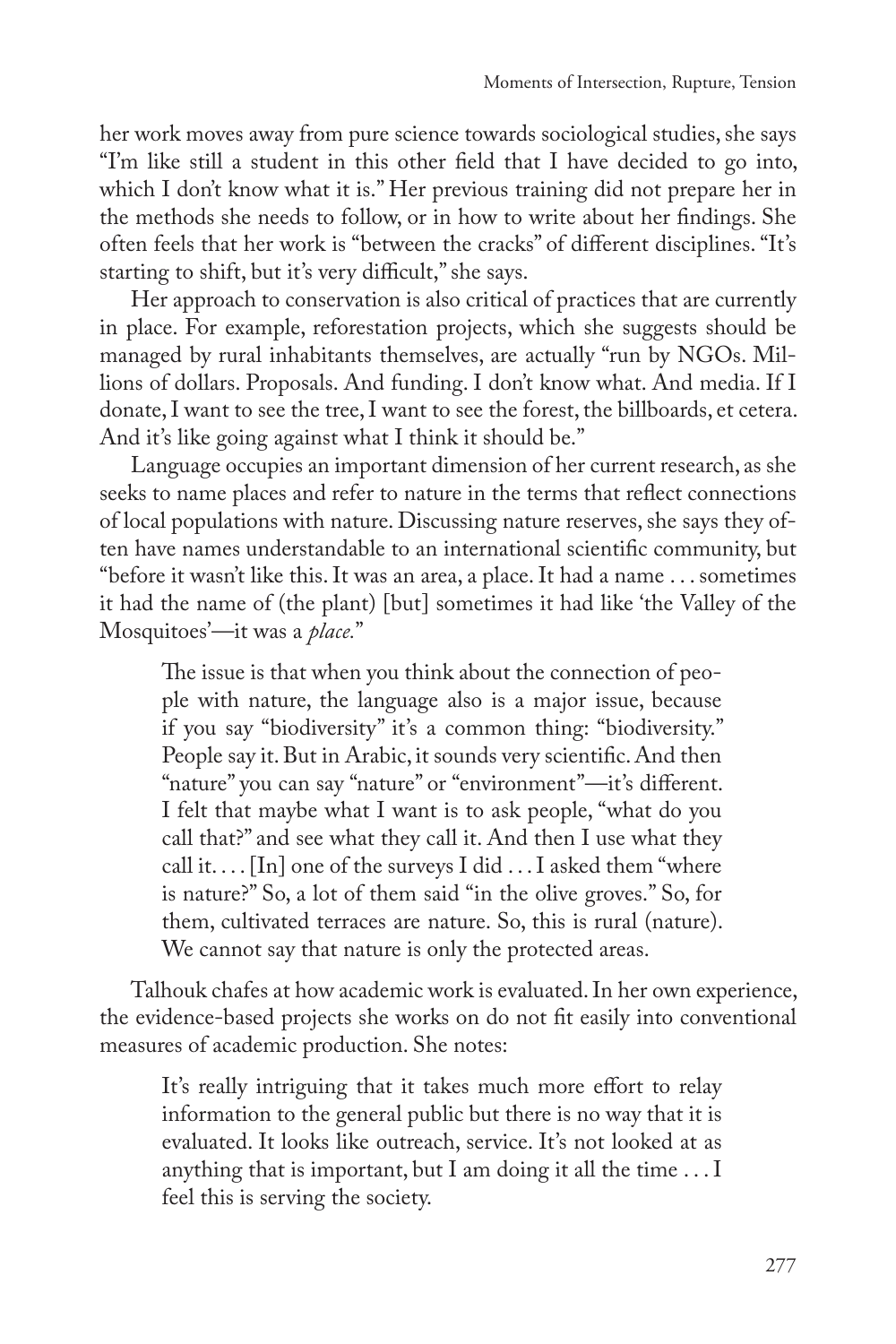her work moves away from pure science towards sociological studies, she says "I'm like still a student in this other field that I have decided to go into, which I don't know what it is." Her previous training did not prepare her in the methods she needs to follow, or in how to write about her findings. She often feels that her work is "between the cracks" of different disciplines. "It's starting to shift, but it's very difficult," she says.

Her approach to conservation is also critical of practices that are currently in place. For example, reforestation projects, which she suggests should be managed by rural inhabitants themselves, are actually "run by NGOs. Millions of dollars. Proposals. And funding. I don't know what. And media. If I donate, I want to see the tree, I want to see the forest, the billboards, et cetera. And it's like going against what I think it should be."

Language occupies an important dimension of her current research, as she seeks to name places and refer to nature in the terms that reflect connections of local populations with nature. Discussing nature reserves, she says they often have names understandable to an international scientific community, but "before it wasn't like this. It was an area, a place. It had a name . . . sometimes it had the name of (the plant) [but] sometimes it had like 'the Valley of the Mosquitoes'—it was a *place*."

> The issue is that when you think about the connection of people with nature, the language also is a major issue, because if you say "biodiversity" it's a common thing: "biodiversity." People say it. But in Arabic, it sounds very scientific. And then "nature" you can say "nature" or "environment"—it's different. I felt that maybe what I want is to ask people, "what do you call that?" and see what they call it. And then I use what they call it. . . . [In] one of the surveys I did . . . I asked them "where is nature?" So, a lot of them said "in the olive groves." So, for them, cultivated terraces are nature. So, this is rural (nature). We cannot say that nature is only the protected areas.

Talhouk chafes at how academic work is evaluated. In her own experience, the evidence-based projects she works on do not fit easily into conventional measures of academic production. She notes:

> It's really intriguing that it takes much more effort to relay information to the general public but there is no way that it is evaluated. It looks like outreach, service. It's not looked at as anything that is important, but I am doing it all the time . . . I feel this is serving the society.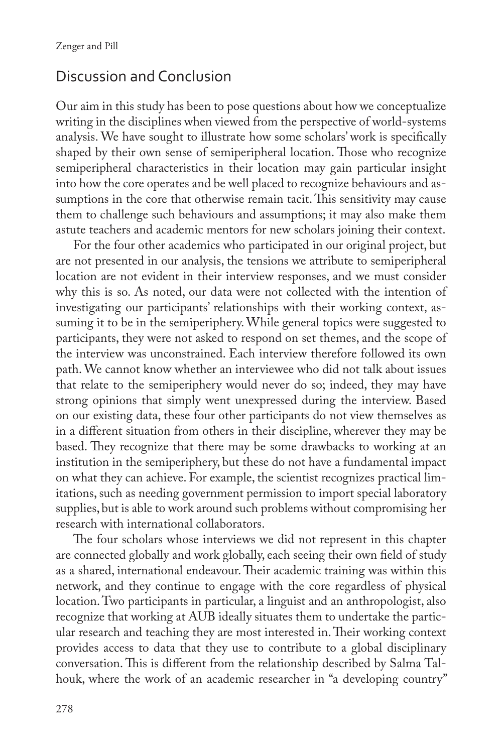## Discussion and Conclusion

Our aim in this study has been to pose questions about how we conceptualize writing in the disciplines when viewed from the perspective of world-systems analysis. We have sought to illustrate how some scholars' work is specifically shaped by their own sense of semiperipheral location. Those who recognize semiperipheral characteristics in their location may gain particular insight into how the core operates and be well placed to recognize behaviours and assumptions in the core that otherwise remain tacit. This sensitivity may cause them to challenge such behaviours and assumptions; it may also make them astute teachers and academic mentors for new scholars joining their context.

For the four other academics who participated in our original project, but are not presented in our analysis, the tensions we attribute to semiperipheral location are not evident in their interview responses, and we must consider why this is so. As noted, our data were not collected with the intention of investigating our participants' relationships with their working context, assuming it to be in the semiperiphery. While general topics were suggested to participants, they were not asked to respond on set themes, and the scope of the interview was unconstrained. Each interview therefore followed its own path. We cannot know whether an interviewee who did not talk about issues that relate to the semiperiphery would never do so; indeed, they may have strong opinions that simply went unexpressed during the interview. Based on our existing data, these four other participants do not view themselves as in a different situation from others in their discipline, wherever they may be based. They recognize that there may be some drawbacks to working at an institution in the semiperiphery, but these do not have a fundamental impact on what they can achieve. For example, the scientist recognizes practical limitations, such as needing government permission to import special laboratory supplies, but is able to work around such problems without compromising her research with international collaborators.

The four scholars whose interviews we did not represent in this chapter are connected globally and work globally, each seeing their own field of study as a shared, international endeavour. Their academic training was within this network, and they continue to engage with the core regardless of physical location. Two participants in particular, a linguist and an anthropologist, also recognize that working at AUB ideally situates them to undertake the particular research and teaching they are most interested in. Their working context provides access to data that they use to contribute to a global disciplinary conversation. This is different from the relationship described by Salma Talhouk, where the work of an academic researcher in "a developing country"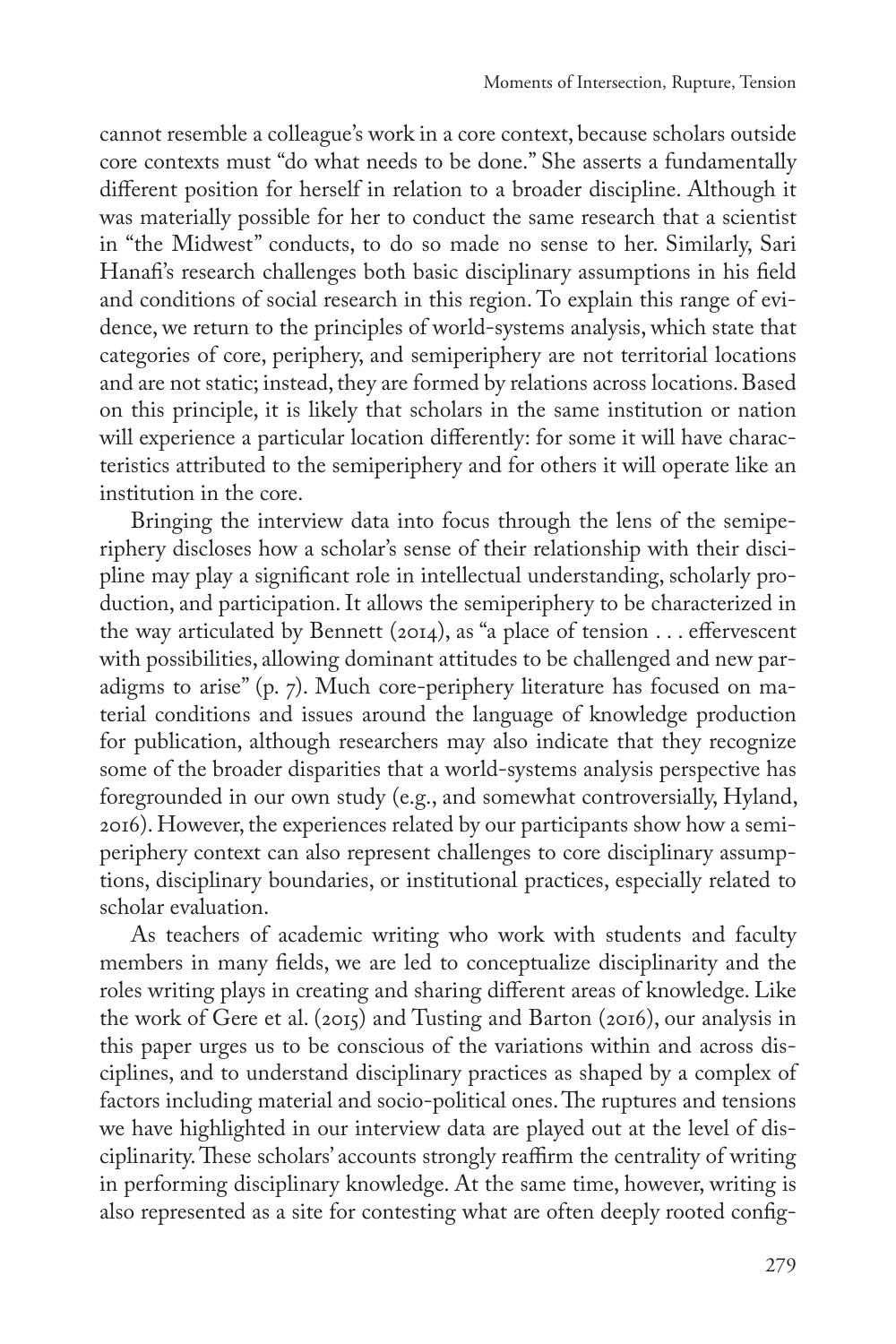cannot resemble a colleague's work in a core context, because scholars outside core contexts must "do what needs to be done." She asserts a fundamentally different position for herself in relation to a broader discipline. Although it was materially possible for her to conduct the same research that a scientist in "the Midwest" conducts, to do so made no sense to her. Similarly, Sari Hanafi's research challenges both basic disciplinary assumptions in his field and conditions of social research in this region. To explain this range of evidence, we return to the principles of world-systems analysis, which state that categories of core, periphery, and semiperiphery are not territorial locations and are not static; instead, they are formed by relations across locations. Based on this principle, it is likely that scholars in the same institution or nation will experience a particular location differently: for some it will have characteristics attributed to the semiperiphery and for others it will operate like an institution in the core.

Bringing the interview data into focus through the lens of the semiperiphery discloses how a scholar's sense of their relationship with their discipline may play a significant role in intellectual understanding, scholarly production, and participation. It allows the semiperiphery to be characterized in the way articulated by Bennett (2014), as "a place of tension . . . effervescent with possibilities, allowing dominant attitudes to be challenged and new paradigms to arise" (p. 7). Much core-periphery literature has focused on material conditions and issues around the language of knowledge production for publication, although researchers may also indicate that they recognize some of the broader disparities that a world-systems analysis perspective has foregrounded in our own study (e.g., and somewhat controversially, Hyland, 2016). However, the experiences related by our participants show how a semiperiphery context can also represent challenges to core disciplinary assumptions, disciplinary boundaries, or institutional practices, especially related to scholar evaluation.

As teachers of academic writing who work with students and faculty members in many fields, we are led to conceptualize disciplinarity and the roles writing plays in creating and sharing different areas of knowledge. Like the work of Gere et al. (2015) and Tusting and Barton (2016), our analysis in this paper urges us to be conscious of the variations within and across disciplines, and to understand disciplinary practices as shaped by a complex of factors including material and socio-political ones. The ruptures and tensions we have highlighted in our interview data are played out at the level of disciplinarity. These scholars' accounts strongly reaffirm the centrality of writing in performing disciplinary knowledge. At the same time, however, writing is also represented as a site for contesting what are often deeply rooted config-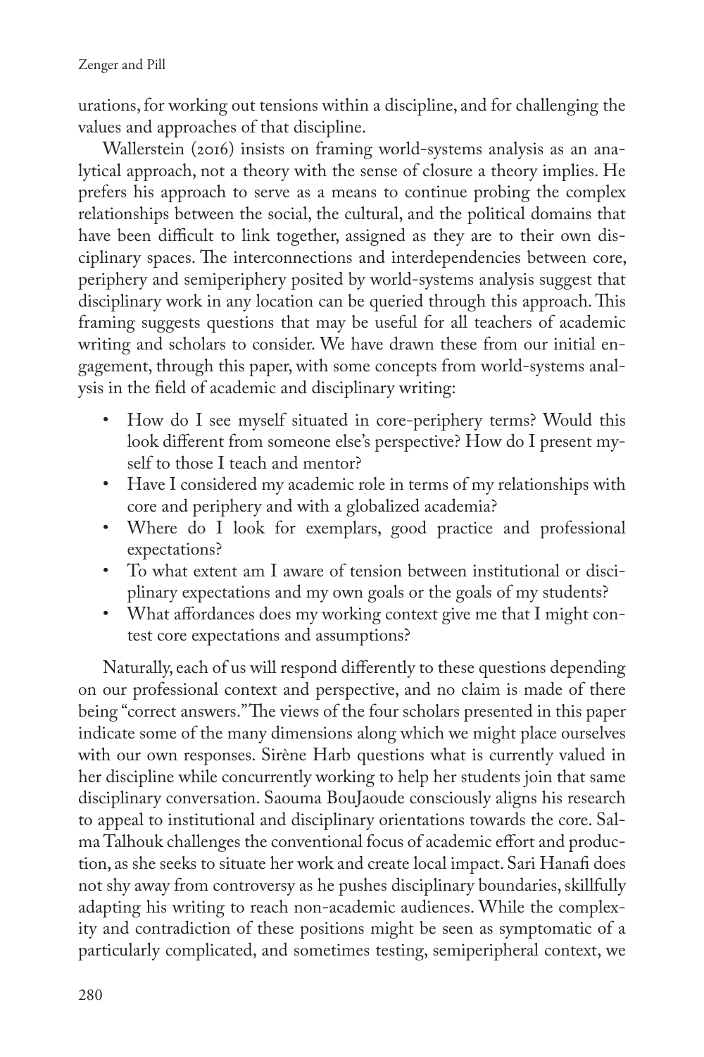urations, for working out tensions within a discipline, and for challenging the values and approaches of that discipline.

Wallerstein (2016) insists on framing world-systems analysis as an analytical approach, not a theory with the sense of closure a theory implies. He prefers his approach to serve as a means to continue probing the complex relationships between the social, the cultural, and the political domains that have been difficult to link together, assigned as they are to their own disciplinary spaces. The interconnections and interdependencies between core, periphery and semiperiphery posited by world-systems analysis suggest that disciplinary work in any location can be queried through this approach. This framing suggests questions that may be useful for all teachers of academic writing and scholars to consider. We have drawn these from our initial engagement, through this paper, with some concepts from world-systems analysis in the field of academic and disciplinary writing:

- How do I see myself situated in core-periphery terms? Would this look different from someone else's perspective? How do I present myself to those I teach and mentor?
- Have I considered my academic role in terms of my relationships with core and periphery and with a globalized academia?
- Where do I look for exemplars, good practice and professional expectations?
- To what extent am I aware of tension between institutional or disciplinary expectations and my own goals or the goals of my students?
- What affordances does my working context give me that I might contest core expectations and assumptions?

Naturally, each of us will respond differently to these questions depending on our professional context and perspective, and no claim is made of there being "correct answers." The views of the four scholars presented in this paper indicate some of the many dimensions along which we might place ourselves with our own responses. Sirène Harb questions what is currently valued in her discipline while concurrently working to help her students join that same disciplinary conversation. Saouma BouJaoude consciously aligns his research to appeal to institutional and disciplinary orientations towards the core. Salma Talhouk challenges the conventional focus of academic effort and production, as she seeks to situate her work and create local impact. Sari Hanafi does not shy away from controversy as he pushes disciplinary boundaries, skillfully adapting his writing to reach non-academic audiences. While the complexity and contradiction of these positions might be seen as symptomatic of a particularly complicated, and sometimes testing, semiperipheral context, we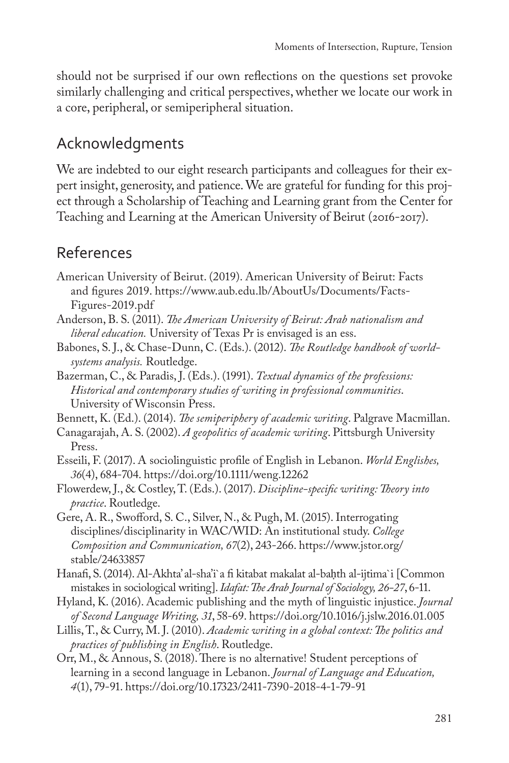should not be surprised if our own reflections on the questions set provoke similarly challenging and critical perspectives, whether we locate our work in a core, peripheral, or semiperipheral situation.

## Acknowledgments

We are indebted to our eight research participants and colleagues for their expert insight, generosity, and patience. We are grateful for funding for this project through a Scholarship of Teaching and Learning grant from the Center for Teaching and Learning at the American University of Beirut (2016-2017).

## References

American University of Beirut. (2019). American University of Beirut: Facts and figures 2019. https://www.aub.edu.lb/AboutUs/Documents/Facts-Figures-2019.pdf

Anderson, B. S. (2011). *The American University of Beirut: Arab nationalism and liberal education.* University of Texas Pr is envisaged is an ess.

Babones, S. J., & Chase-Dunn, C. (Eds.). (2012). *The Routledge handbook of world-systems analysis.* Routledge.

Bazerman, C., & Paradis, J. (Eds.). (1991). *Textual dynamics of the professions: Historical and contemporary studies of writing in professional communities*. University of Wisconsin Press.

Bennett, K. (Ed.). (2014). *The semiperiphery of academic writing*. Palgrave Macmillan.

Canagarajah, A. S. (2002). *A geopolitics of academic writing*. Pittsburgh University Press.

Esseili, F. (2017). A sociolinguistic profile of English in Lebanon. *World Englishes, 36*(4), 684-704. https://doi.org/10.1111/weng.12262

Flowerdew, J., & Costley, T. (Eds.). (2017). *Discipline-specific writing: Theory into practice*. Routledge.

Gere, A. R., Swofford, S. C., Silver, N., & Pugh, M. (2015). Interrogating disciplines/disciplinarity in WAC/WID: An institutional study. *College Composition and Communication, 67*(2), 243-266. https://www.jstor.org/stable/24633857

Hanafi, S. (2014). Al-Akhta' al-sha'i`a fi kitabat makalat al-baḥth al-ijtima`i [Common mistakes in sociological writing]. *Idafat: The Arab Journal of Sociology, 26-27*, 6-11.

Hyland, K. (2016). Academic publishing and the myth of linguistic injustice. *Journal of Second Language Writing, 31*, 58-69. https://doi.org/10.1016/j.jslw.2016.01.005

Lillis, T., & Curry, M. J. (2010). *Academic writing in a global context: The politics and practices of publishing in English*. Routledge.

Orr, M., & Annous, S. (2018). There is no alternative! Student perceptions of learning in a second language in Lebanon. *Journal of Language and Education, 4*(1), 79-91. https://doi.org/10.17323/2411-7390-2018-4-1-79-91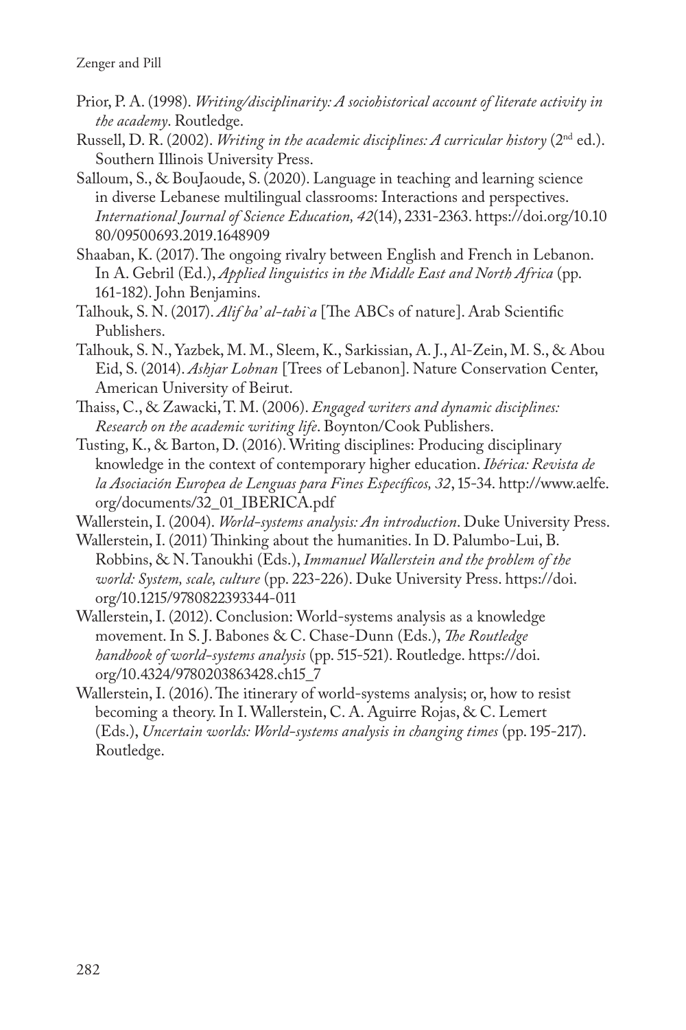Prior, P. A. (1998). *Writing/disciplinarity: A sociohistorical account of literate activity in the academy*. Routledge.

Russell, D. R. (2002). *Writing in the academic disciplines: A curricular history* (2nd ed.). Southern Illinois University Press.

Salloum, S., & BouJaoude, S. (2020). Language in teaching and learning science in diverse Lebanese multilingual classrooms: Interactions and perspectives. *International Journal of Science Education, 42*(14), 2331-2363. https://doi.org/10.1080/09500693.2019.1648909

Shaaban, K. (2017). The ongoing rivalry between English and French in Lebanon. In A. Gebril (Ed.), *Applied linguistics in the Middle East and North Africa* (pp. 161-182). John Benjamins.

Talhouk, S. N. (2017). *Alif ba' al-tabi`a* [The ABCs of nature]. Arab Scientific Publishers.

Talhouk, S. N., Yazbek, M. M., Sleem, K., Sarkissian, A. J., Al-Zein, M. S., & Abou Eid, S. (2014). *Ashjar Lobnan* [Trees of Lebanon]. Nature Conservation Center, American University of Beirut.

Thaiss, C., & Zawacki, T. M. (2006). *Engaged writers and dynamic disciplines: Research on the academic writing life*. Boynton/Cook Publishers.

Tusting, K., & Barton, D. (2016). Writing disciplines: Producing disciplinary knowledge in the context of contemporary higher education. *Ibérica: Revista de la Asociación Europea de Lenguas para Fines Específicos, 32*, 15-34. http://www.aelfe.org/documents/32_01_IBERICA.pdf

Wallerstein, I. (2004). *World-systems analysis: An introduction*. Duke University Press.

Wallerstein, I. (2011) Thinking about the humanities. In D. Palumbo-Lui, B. Robbins, & N. Tanoukhi (Eds.), *Immanuel Wallerstein and the problem of the world: System, scale, culture* (pp. 223-226). Duke University Press. https://doi.org/10.1215/9780822393344-011

Wallerstein, I. (2012). Conclusion: World-systems analysis as a knowledge movement. In S. J. Babones & C. Chase-Dunn (Eds.), *The Routledge handbook of world-systems analysis* (pp. 515-521). Routledge. https://doi.org/10.4324/9780203863428.ch15_7

Wallerstein, I. (2016). The itinerary of world-systems analysis; or, how to resist becoming a theory. In I. Wallerstein, C. A. Aguirre Rojas, & C. Lemert (Eds.), *Uncertain worlds: World-systems analysis in changing times* (pp. 195-217). Routledge.